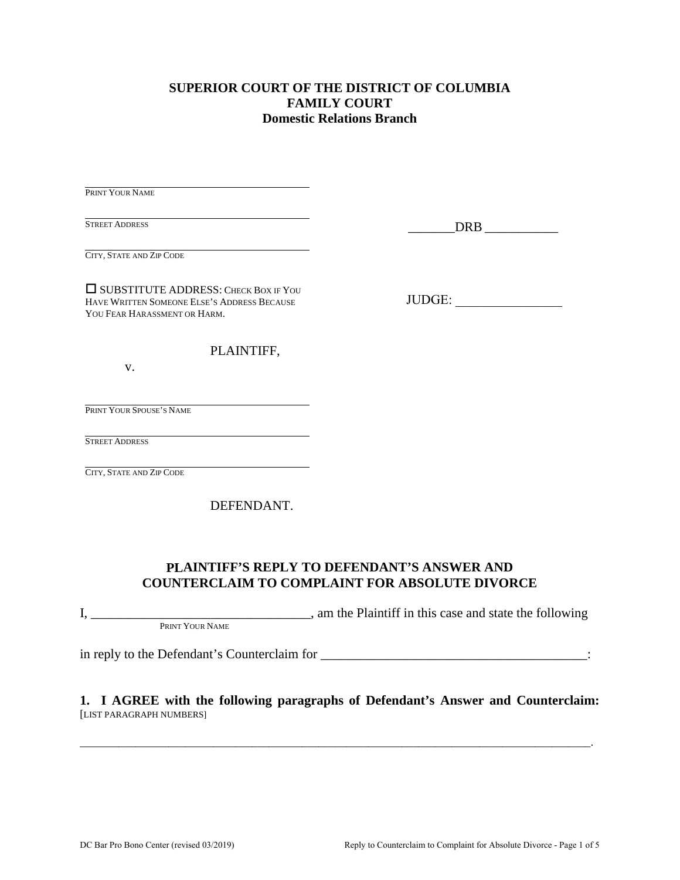**SUPERIOR COURT OF THE DISTRICT OF COLUMBIA**
**FAMILY COURT**
**Domestic Relations Branch**

________________________________________
PRINT YOUR NAME

________________________________________
STREET ADDRESS

________________________________________
CITY, STATE AND ZIP CODE

☐ SUBSTITUTE ADDRESS: CHECK BOX IF YOU HAVE WRITTEN SOMEONE ELSE'S ADDRESS BECAUSE YOU FEAR HARASSMENT OR HARM.

PLAINTIFF,

v.

________________________________________
PRINT YOUR SPOUSE'S NAME

________________________________________
STREET ADDRESS

________________________________________
CITY, STATE AND ZIP CODE

DEFENDANT.

_______DRB ___________

JUDGE: ________________

**PLAINTIFF'S REPLY TO DEFENDANT'S ANSWER AND COUNTERCLAIM TO COMPLAINT FOR ABSOLUTE DIVORCE**

I, _________________________________, am the Plaintiff in this case and state the following
PRINT YOUR NAME

in reply to the Defendant's Counterclaim for ________________________________________:

**1. I AGREE with the following paragraphs of Defendant's Answer and Counterclaim:**
[LIST PARAGRAPH NUMBERS]

_____________________________________________________________________________________.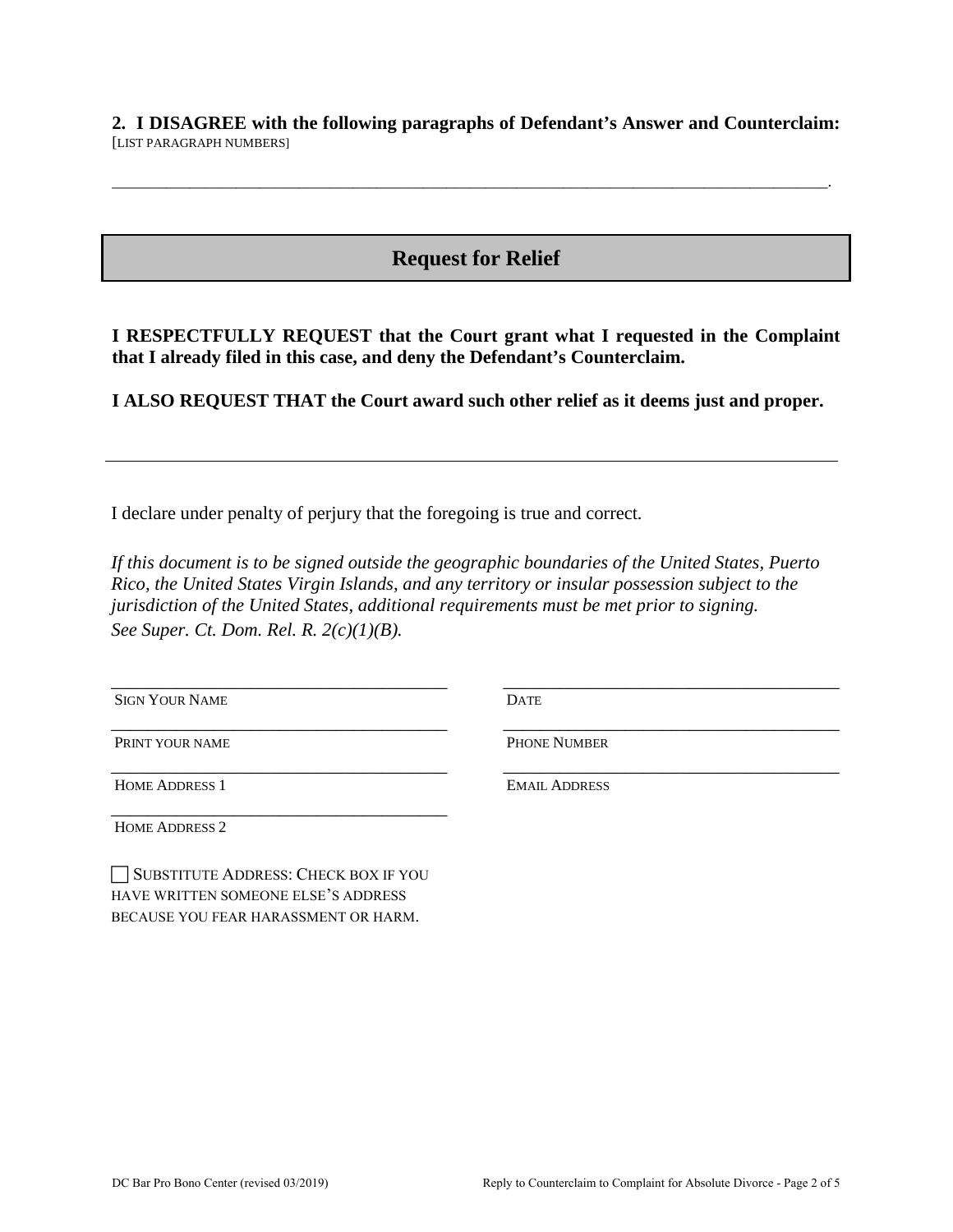**2. I DISAGREE with the following paragraphs of Defendant's Answer and Counterclaim:**
[LIST PARAGRAPH NUMBERS]

______________________________________________________________________________.

## Request for Relief

**I RESPECTFULLY REQUEST that the Court grant what I requested in the Complaint that I already filed in this case, and deny the Defendant's Counterclaim.**

**I ALSO REQUEST THAT the Court award such other relief as it deems just and proper.**

---

I declare under penalty of perjury that the foregoing is true and correct.

*If this document is to be signed outside the geographic boundaries of the United States, Puerto Rico, the United States Virgin Islands, and any territory or insular possession subject to the jurisdiction of the United States, additional requirements must be met prior to signing. See Super. Ct. Dom. Rel. R. 2(c)(1)(B).*

| | |
|---|---|
| ______________________________ | ______________________________ |
| SIGN YOUR NAME | DATE |
| ______________________________ | ______________________________ |
| PRINT YOUR NAME | PHONE NUMBER |
| ______________________________ | ______________________________ |
| HOME ADDRESS 1 | EMAIL ADDRESS |
| ______________________________ | |
| HOME ADDRESS 2 | |

☐ SUBSTITUTE ADDRESS: CHECK BOX IF YOU HAVE WRITTEN SOMEONE ELSE'S ADDRESS BECAUSE YOU FEAR HARASSMENT OR HARM.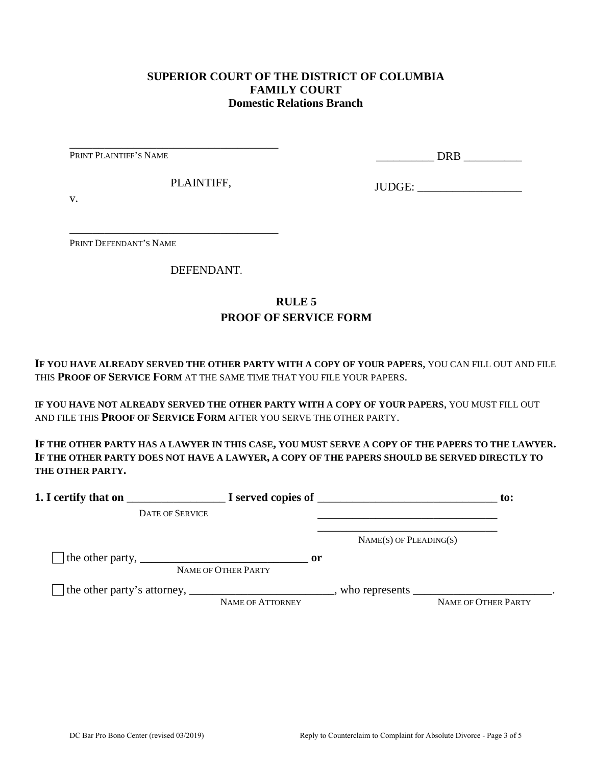**SUPERIOR COURT OF THE DISTRICT OF COLUMBIA**
**FAMILY COURT**
**Domestic Relations Branch**

\_\_\_\_\_\_\_\_\_\_\_\_\_\_\_\_\_\_\_\_\_\_\_\_\_\_\_\_\_\_\_\_\_\_\_\_\_\_
PRINT PLAINTIFF'S NAME

PLAINTIFF,

v.

\_\_\_\_\_\_\_\_\_\_ DRB \_\_\_\_\_\_\_\_\_\_

JUDGE: \_\_\_\_\_\_\_\_\_\_\_\_\_\_\_\_\_\_

\_\_\_\_\_\_\_\_\_\_\_\_\_\_\_\_\_\_\_\_\_\_\_\_\_\_\_\_\_\_\_\_\_\_\_\_\_\_
PRINT DEFENDANT'S NAME

DEFENDANT.

## RULE 5
## PROOF OF SERVICE FORM

**IF YOU HAVE ALREADY SERVED THE OTHER PARTY WITH A COPY OF YOUR PAPERS**, YOU CAN FILL OUT AND FILE THIS **PROOF OF SERVICE FORM** AT THE SAME TIME THAT YOU FILE YOUR PAPERS.

**IF YOU HAVE NOT ALREADY SERVED THE OTHER PARTY WITH A COPY OF YOUR PAPERS**, YOU MUST FILL OUT AND FILE THIS **PROOF OF SERVICE FORM** AFTER YOU SERVE THE OTHER PARTY.

**IF THE OTHER PARTY HAS A LAWYER IN THIS CASE, YOU MUST SERVE A COPY OF THE PAPERS TO THE LAWYER. IF THE OTHER PARTY DOES NOT HAVE A LAWYER, A COPY OF THE PAPERS SHOULD BE SERVED DIRECTLY TO THE OTHER PARTY.**

**1. I certify that on** \_\_\_\_\_\_\_\_\_\_\_\_\_\_\_\_\_ **I served copies of** \_\_\_\_\_\_\_\_\_\_\_\_\_\_\_\_\_\_\_\_\_\_\_\_\_\_\_\_\_\_\_\_ **to:**
DATE OF SERVICE
\_\_\_\_\_\_\_\_\_\_\_\_\_\_\_\_\_\_\_\_\_\_\_\_\_\_\_\_\_\_\_\_\_\_
\_\_\_\_\_\_\_\_\_\_\_\_\_\_\_\_\_\_\_\_\_\_\_\_\_\_\_\_\_\_\_\_\_\_
NAME(S) OF PLEADING(S)

☐ the other party, \_\_\_\_\_\_\_\_\_\_\_\_\_\_\_\_\_\_\_\_\_\_\_\_\_\_\_\_\_\_ **or**
NAME OF OTHER PARTY

☐ the other party's attorney, \_\_\_\_\_\_\_\_\_\_\_\_\_\_\_\_\_\_\_\_\_\_\_\_\_\_, who represents \_\_\_\_\_\_\_\_\_\_\_\_\_\_\_\_\_\_\_\_\_\_\_\_\_.
NAME OF ATTORNEY NAME OF OTHER PARTY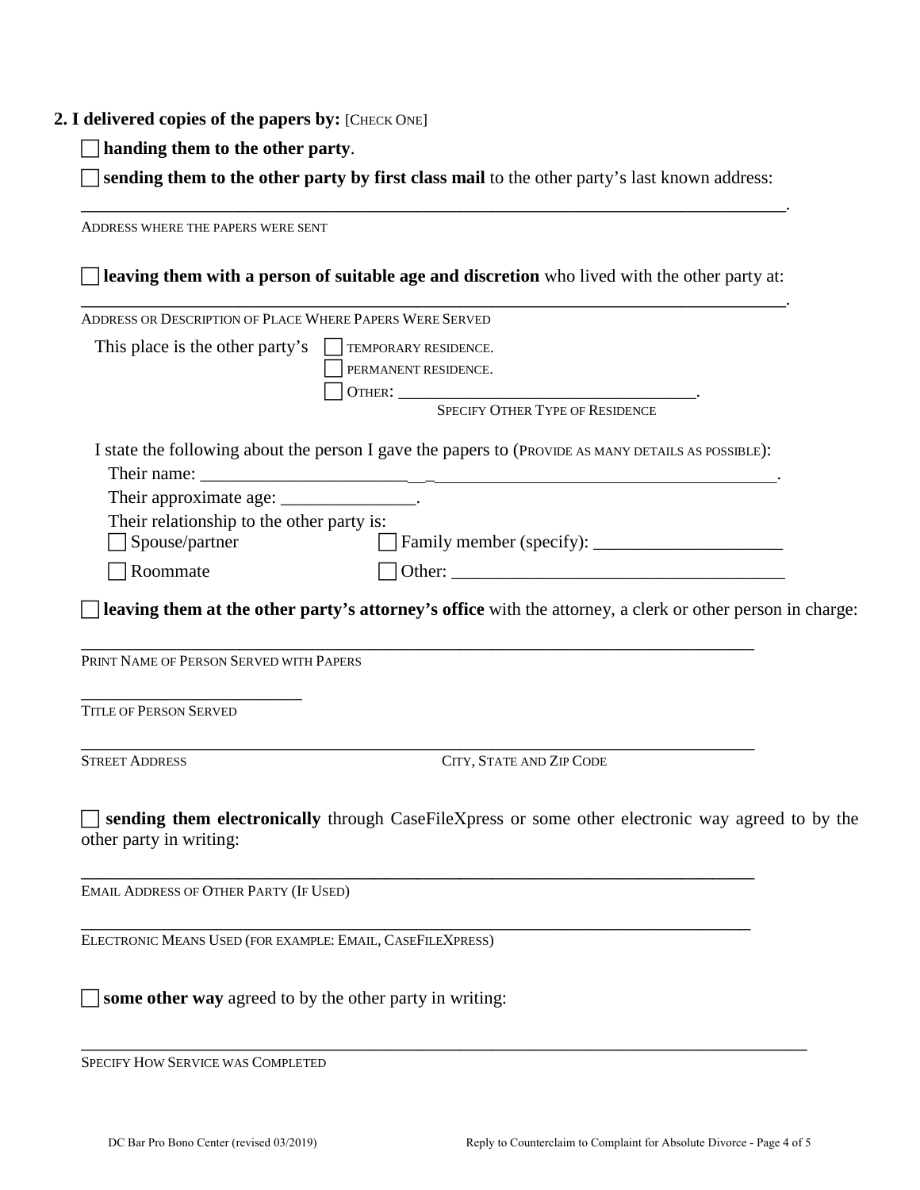**2. I delivered copies of the papers by:** [CHECK ONE]

☐ **handing them to the other party**.

☐ **sending them to the other party by first class mail** to the other party's last known address:

______________________________________________________________________________.

ADDRESS WHERE THE PAPERS WERE SENT

☐ **leaving them with a person of suitable age and discretion** who lived with the other party at:

______________________________________________________________________________.

ADDRESS OR DESCRIPTION OF PLACE WHERE PAPERS WERE SERVED

This place is the other party's ☐ TEMPORARY RESIDENCE.
☐ PERMANENT RESIDENCE.
☐ OTHER: ___________________________________.
SPECIFY OTHER TYPE OF RESIDENCE

I state the following about the person I gave the papers to (PROVIDE AS MANY DETAILS AS POSSIBLE):

Their name: ______________________________________________________________.

Their approximate age: _______________.

Their relationship to the other party is:

☐ Spouse/partner ☐ Family member (specify): _____________________

☐ Roommate ☐ Other: ______________________________________

☐ **leaving them at the other party's attorney's office** with the attorney, a clerk or other person in charge:

___________________________________________________________________________

PRINT NAME OF PERSON SERVED WITH PAPERS

__________________________

TITLE OF PERSON SERVED

___________________________________________________________________________

STREET ADDRESS CITY, STATE AND ZIP CODE

☐ **sending them electronically** through CaseFileXpress or some other electronic way agreed to by the other party in writing:

___________________________________________________________________________

EMAIL ADDRESS OF OTHER PARTY (IF USED)

___________________________________________________________________________

ELECTRONIC MEANS USED (FOR EXAMPLE: EMAIL, CASEFILEXPRESS)

☐ **some other way** agreed to by the other party in writing:

______________________________________________________________________________

SPECIFY HOW SERVICE WAS COMPLETED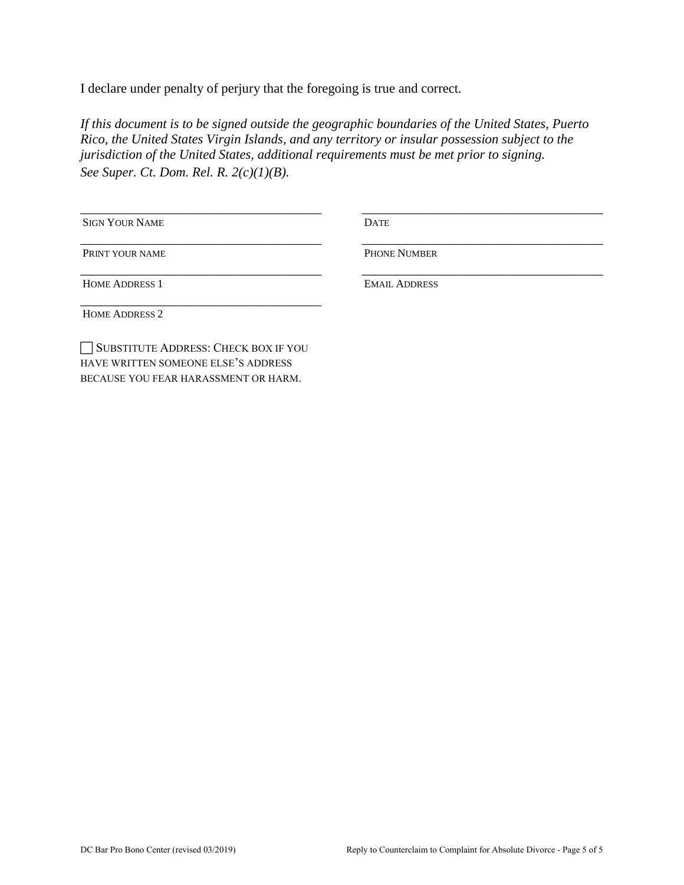I declare under penalty of perjury that the foregoing is true and correct.

*If this document is to be signed outside the geographic boundaries of the United States, Puerto Rico, the United States Virgin Islands, and any territory or insular possession subject to the jurisdiction of the United States, additional requirements must be met prior to signing. See Super. Ct. Dom. Rel. R. 2(c)(1)(B).*

| | |
|---|---|
| ______________________________ | ______________________________ |
| SIGN YOUR NAME | DATE |
| ______________________________ | ______________________________ |
| PRINT YOUR NAME | PHONE NUMBER |
| ______________________________ | ______________________________ |
| HOME ADDRESS 1 | EMAIL ADDRESS |
| ______________________________ | |
| HOME ADDRESS 2 | |

☐ SUBSTITUTE ADDRESS: CHECK BOX IF YOU HAVE WRITTEN SOMEONE ELSE'S ADDRESS BECAUSE YOU FEAR HARASSMENT OR HARM.